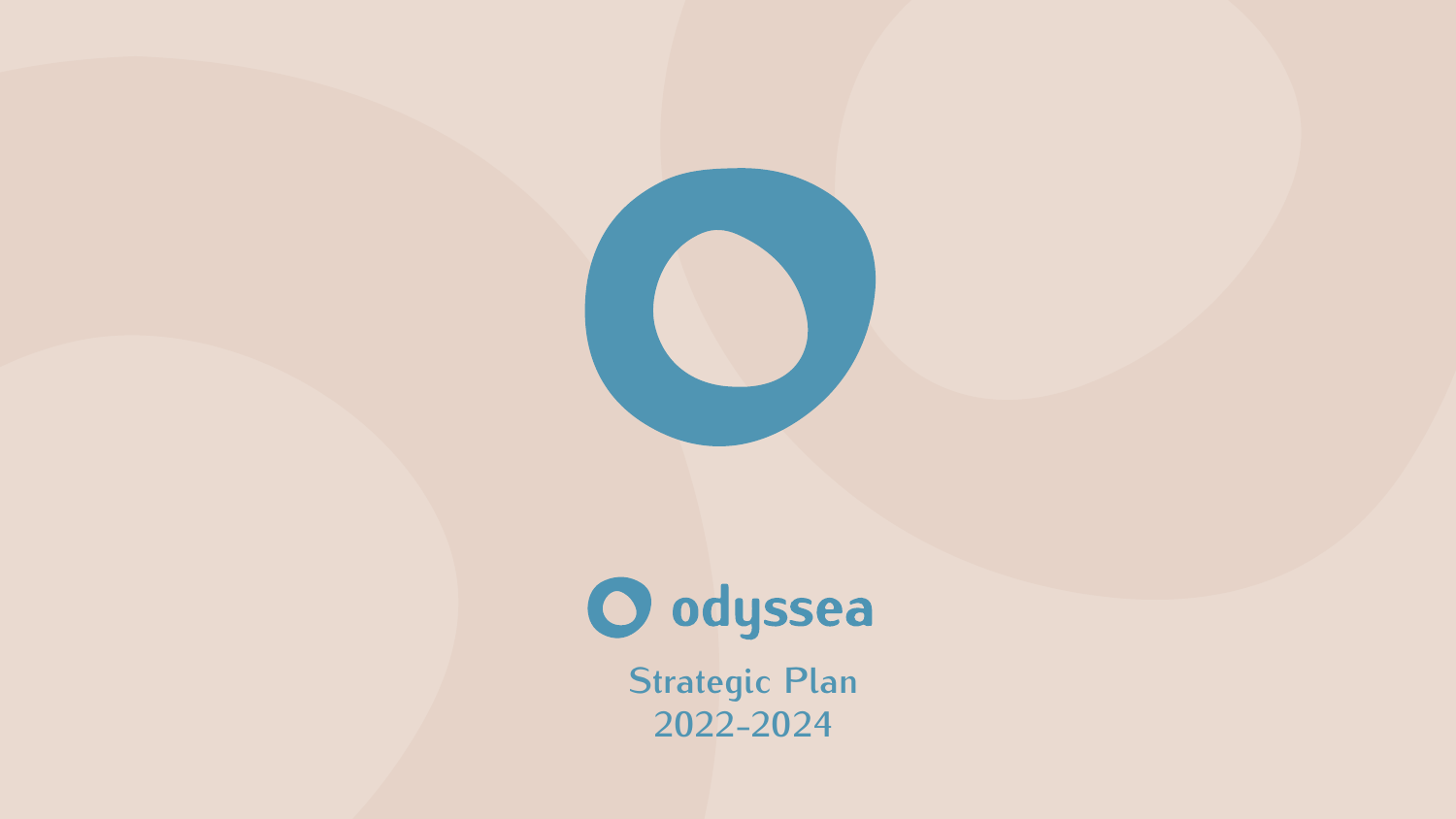odyssea

# Strategic Plan 2022-2024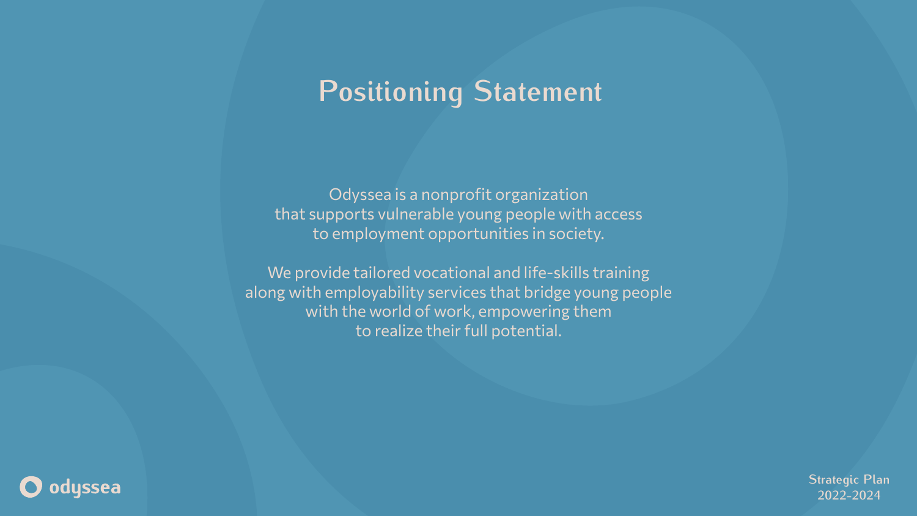# Positioning Statement

Odyssea is a nonprofit organization
that supports vulnerable young people with access
to employment opportunities in society.

We provide tailored vocational and life-skills training
along with employability services that bridge young people
with the world of work, empowering them
to realize their full potential.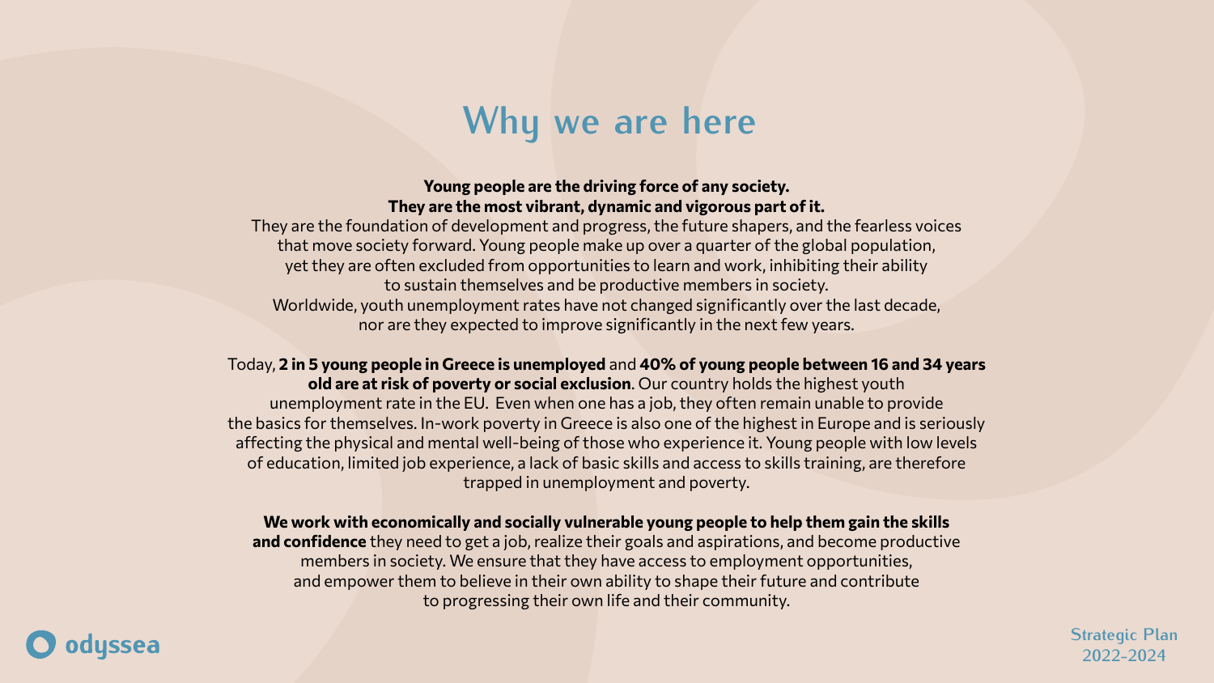# Why we are here

**Young people are the driving force of any society. They are the most vibrant, dynamic and vigorous part of it.** They are the foundation of development and progress, the future shapers, and the fearless voices that move society forward. Young people make up over a quarter of the global population, yet they are often excluded from opportunities to learn and work, inhibiting their ability to sustain themselves and be productive members in society. Worldwide, youth unemployment rates have not changed significantly over the last decade, nor are they expected to improve significantly in the next few years.

Today, **2 in 5 young people in Greece is unemployed** and **40% of young people between 16 and 34 years old are at risk of poverty or social exclusion**. Our country holds the highest youth unemployment rate in the EU. Even when one has a job, they often remain unable to provide the basics for themselves. In-work poverty in Greece is also one of the highest in Europe and is seriously affecting the physical and mental well-being of those who experience it. Young people with low levels of education, limited job experience, a lack of basic skills and access to skills training, are therefore trapped in unemployment and poverty.

**We work with economically and socially vulnerable young people to help them gain the skills and confidence** they need to get a job, realize their goals and aspirations, and become productive members in society. We ensure that they have access to employment opportunities, and empower them to believe in their own ability to shape their future and contribute to progressing their own life and their community.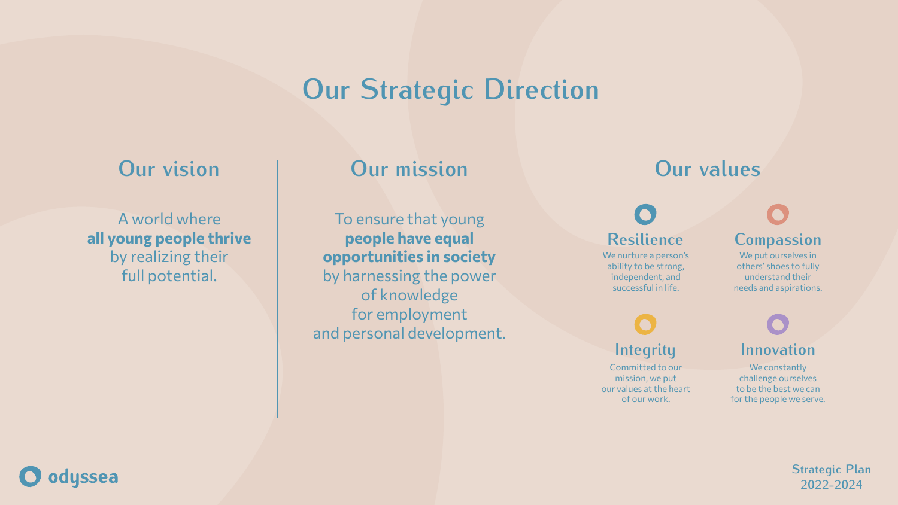# Our Strategic Direction

## Our vision

A world where **all young people thrive** by realizing their full potential.

## Our mission

To ensure that young **people have equal opportunities in society** by harnessing the power of knowledge for employment and personal development.

## Our values

### Resilience

We nurture a person's ability to be strong, independent, and successful in life.

### Compassion

We put ourselves in others' shoes to fully understand their needs and aspirations.

### Integrity

Committed to our mission, we put our values at the heart of our work.

### Innovation

We constantly challenge ourselves to be the best we can for the people we serve.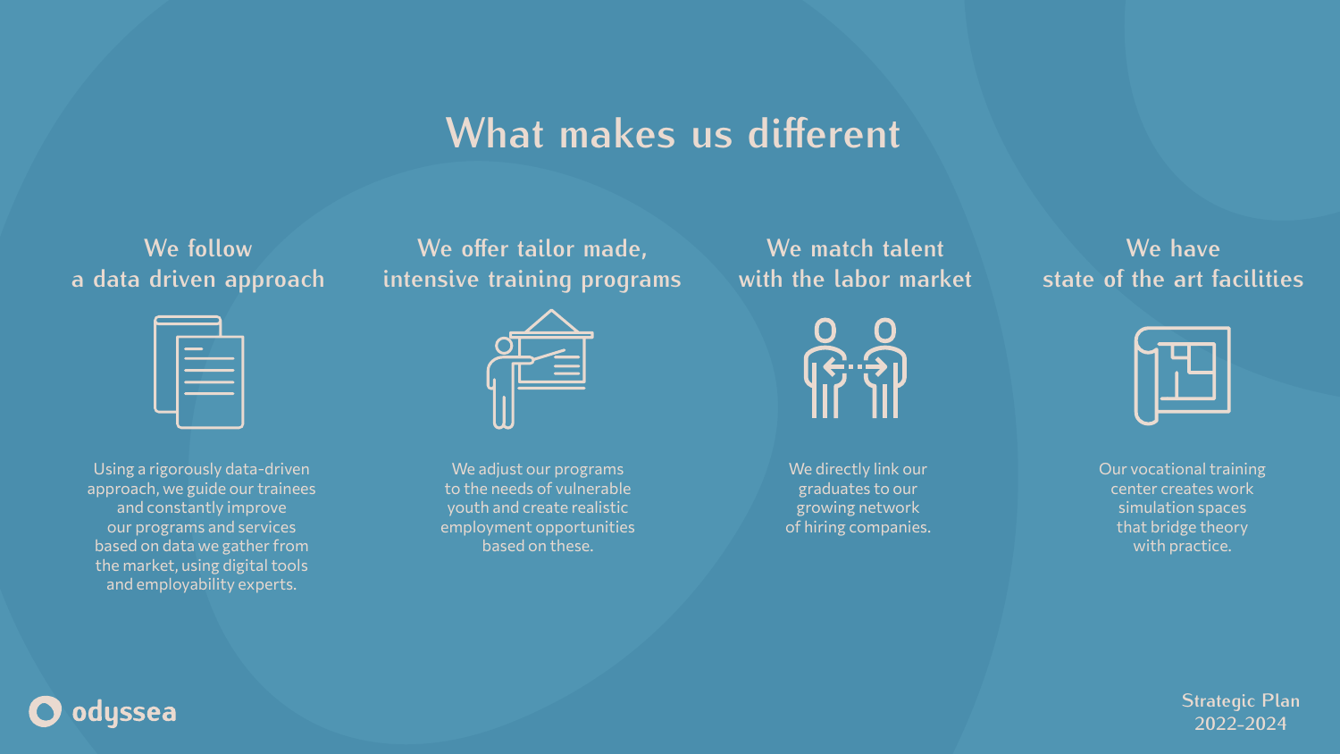# What makes us different

## We follow a data driven approach

Using a rigorously data-driven approach, we guide our trainees and constantly improve our programs and services based on data we gather from the market, using digital tools and employability experts.

## We offer tailor made, intensive training programs

We adjust our programs to the needs of vulnerable youth and create realistic employment opportunities based on these.

## We match talent with the labor market

We directly link our graduates to our growing network of hiring companies.

## We have state of the art facilities

Our vocational training center creates work simulation spaces that bridge theory with practice.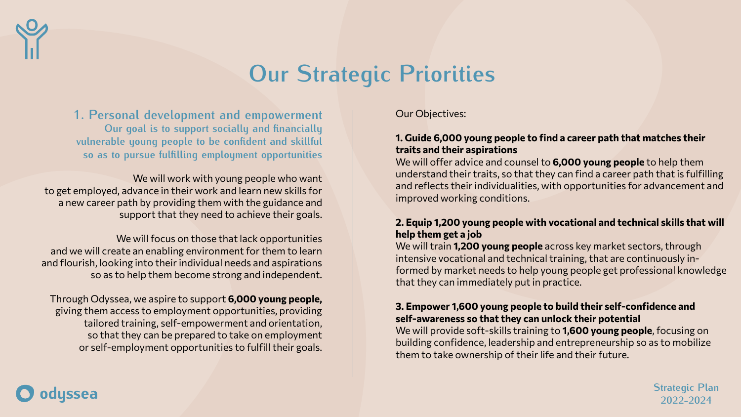# Our Strategic Priorities

## 1. Personal development and empowerment

**Our goal is to support socially and financially vulnerable young people to be confident and skillful so as to pursue fulfilling employment opportunities**

We will work with young people who want to get employed, advance in their work and learn new skills for a new career path by providing them with the guidance and support that they need to achieve their goals.

We will focus on those that lack opportunities and we will create an enabling environment for them to learn and flourish, looking into their individual needs and aspirations so as to help them become strong and independent.

Through Odyssea, we aspire to support **6,000 young people,** giving them access to employment opportunities, providing tailored training, self-empowerment and orientation, so that they can be prepared to take on employment or self-employment opportunities to fulfill their goals.

Our Objectives:

**1. Guide 6,000 young people to find a career path that matches their traits and their aspirations**

We will offer advice and counsel to **6,000 young people** to help them understand their traits, so that they can find a career path that is fulfilling and reflects their individualities, with opportunities for advancement and improved working conditions.

**2. Equip 1,200 young people with vocational and technical skills that will help them get a job**

We will train **1,200 young people** across key market sectors, through intensive vocational and technical training, that are continuously informed by market needs to help young people get professional knowledge that they can immediately put in practice.

**3. Empower 1,600 young people to build their self-confidence and self-awareness so that they can unlock their potential**

We will provide soft-skills training to **1,600 young people**, focusing on building confidence, leadership and entrepreneurship so as to mobilize them to take ownership of their life and their future.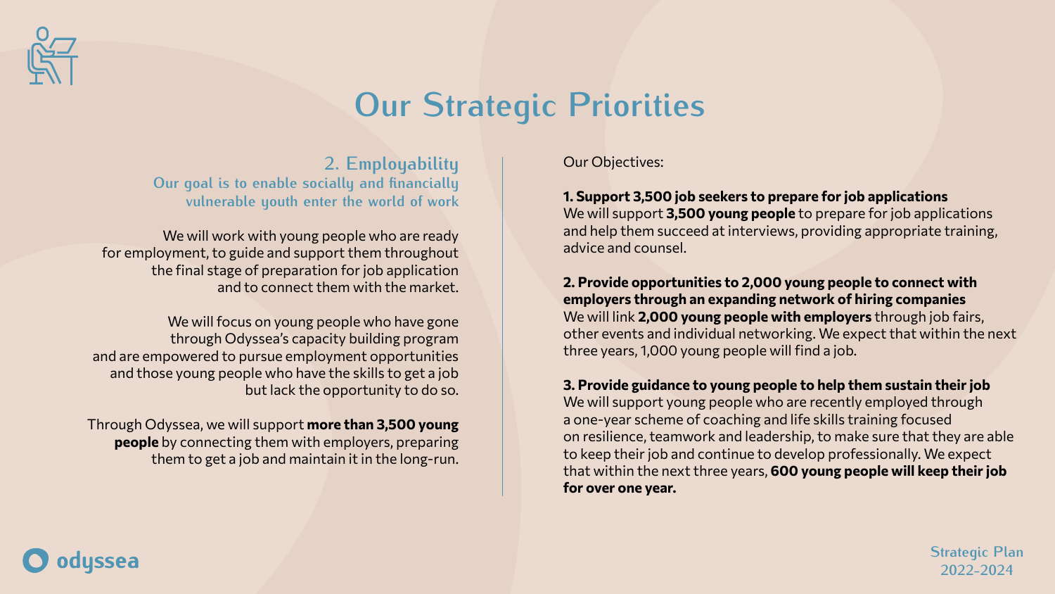# Our Strategic Priorities

## 2. Employability

**Our goal is to enable socially and financially vulnerable youth enter the world of work**

We will work with young people who are ready for employment, to guide and support them throughout the final stage of preparation for job application and to connect them with the market.

We will focus on young people who have gone through Odyssea's capacity building program and are empowered to pursue employment opportunities and those young people who have the skills to get a job but lack the opportunity to do so.

Through Odyssea, we will support **more than 3,500 young people** by connecting them with employers, preparing them to get a job and maintain it in the long-run.

Our Objectives:

**1. Support 3,500 job seekers to prepare for job applications**
We will support **3,500 young people** to prepare for job applications and help them succeed at interviews, providing appropriate training, advice and counsel.

**2. Provide opportunities to 2,000 young people to connect with employers through an expanding network of hiring companies**
We will link **2,000 young people with employers** through job fairs, other events and individual networking. We expect that within the next three years, 1,000 young people will find a job.

**3. Provide guidance to young people to help them sustain their job**
We will support young people who are recently employed through a one-year scheme of coaching and life skills training focused on resilience, teamwork and leadership, to make sure that they are able to keep their job and continue to develop professionally. We expect that within the next three years, **600 young people will keep their job for over one year.**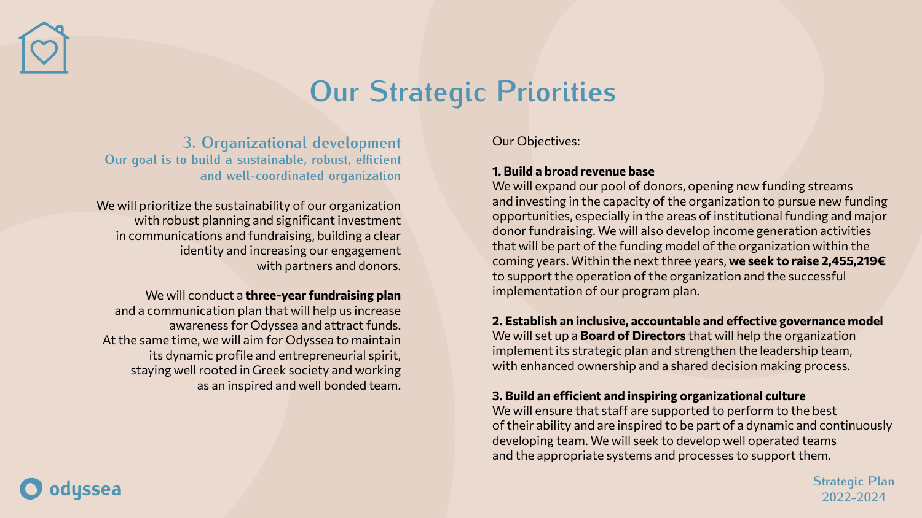# Our Strategic Priorities

## 3. Organizational development

**Our goal is to build a sustainable, robust, efficient and well-coordinated organization**

We will prioritize the sustainability of our organization with robust planning and significant investment in communications and fundraising, building a clear identity and increasing our engagement with partners and donors.

We will conduct a **three-year fundraising plan** and a communication plan that will help us increase awareness for Odyssea and attract funds. At the same time, we will aim for Odyssea to maintain its dynamic profile and entrepreneurial spirit, staying well rooted in Greek society and working as an inspired and well bonded team.

Our Objectives:

**1. Build a broad revenue base**
We will expand our pool of donors, opening new funding streams and investing in the capacity of the organization to pursue new funding opportunities, especially in the areas of institutional funding and major donor fundraising. We will also develop income generation activities that will be part of the funding model of the organization within the coming years. Within the next three years, **we seek to raise 2,455,219€** to support the operation of the organization and the successful implementation of our program plan.

**2. Establish an inclusive, accountable and effective governance model**
We will set up a **Board of Directors** that will help the organization implement its strategic plan and strengthen the leadership team, with enhanced ownership and a shared decision making process.

**3. Build an efficient and inspiring organizational culture**
We will ensure that staff are supported to perform to the best of their ability and are inspired to be part of a dynamic and continuously developing team. We will seek to develop well operated teams and the appropriate systems and processes to support them.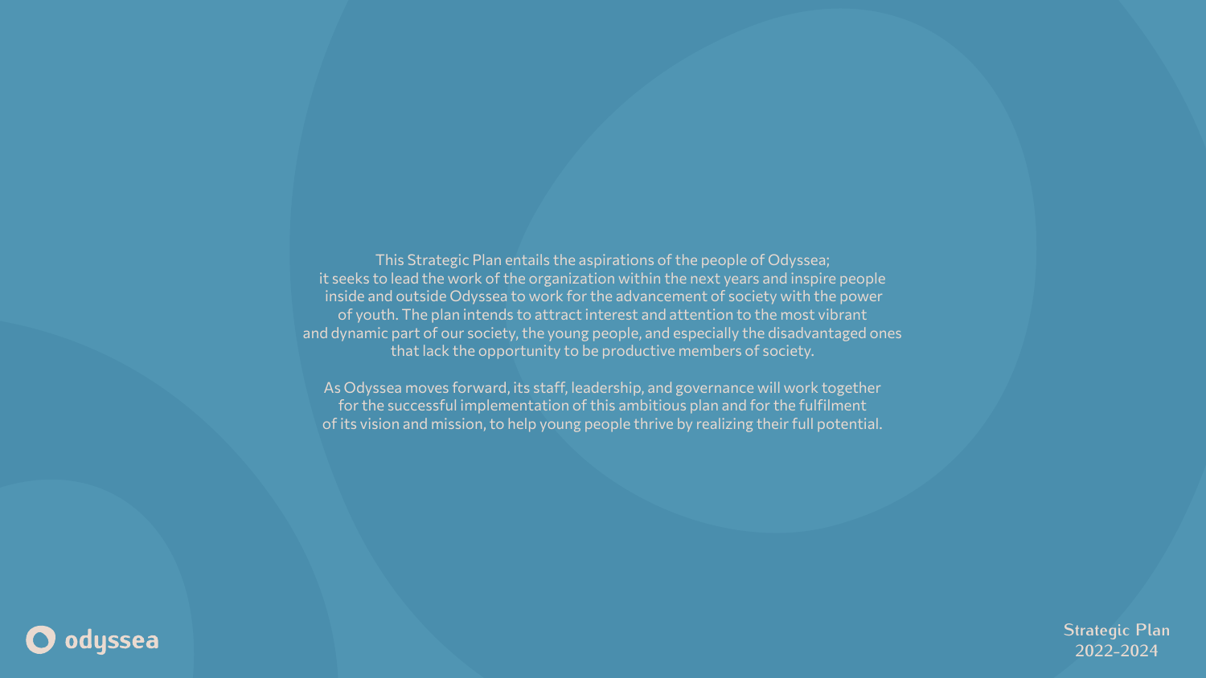This Strategic Plan entails the aspirations of the people of Odyssea; it seeks to lead the work of the organization within the next years and inspire people inside and outside Odyssea to work for the advancement of society with the power of youth. The plan intends to attract interest and attention to the most vibrant and dynamic part of our society, the young people, and especially the disadvantaged ones that lack the opportunity to be productive members of society.

As Odyssea moves forward, its staff, leadership, and governance will work together for the successful implementation of this ambitious plan and for the fulfilment of its vision and mission, to help young people thrive by realizing their full potential.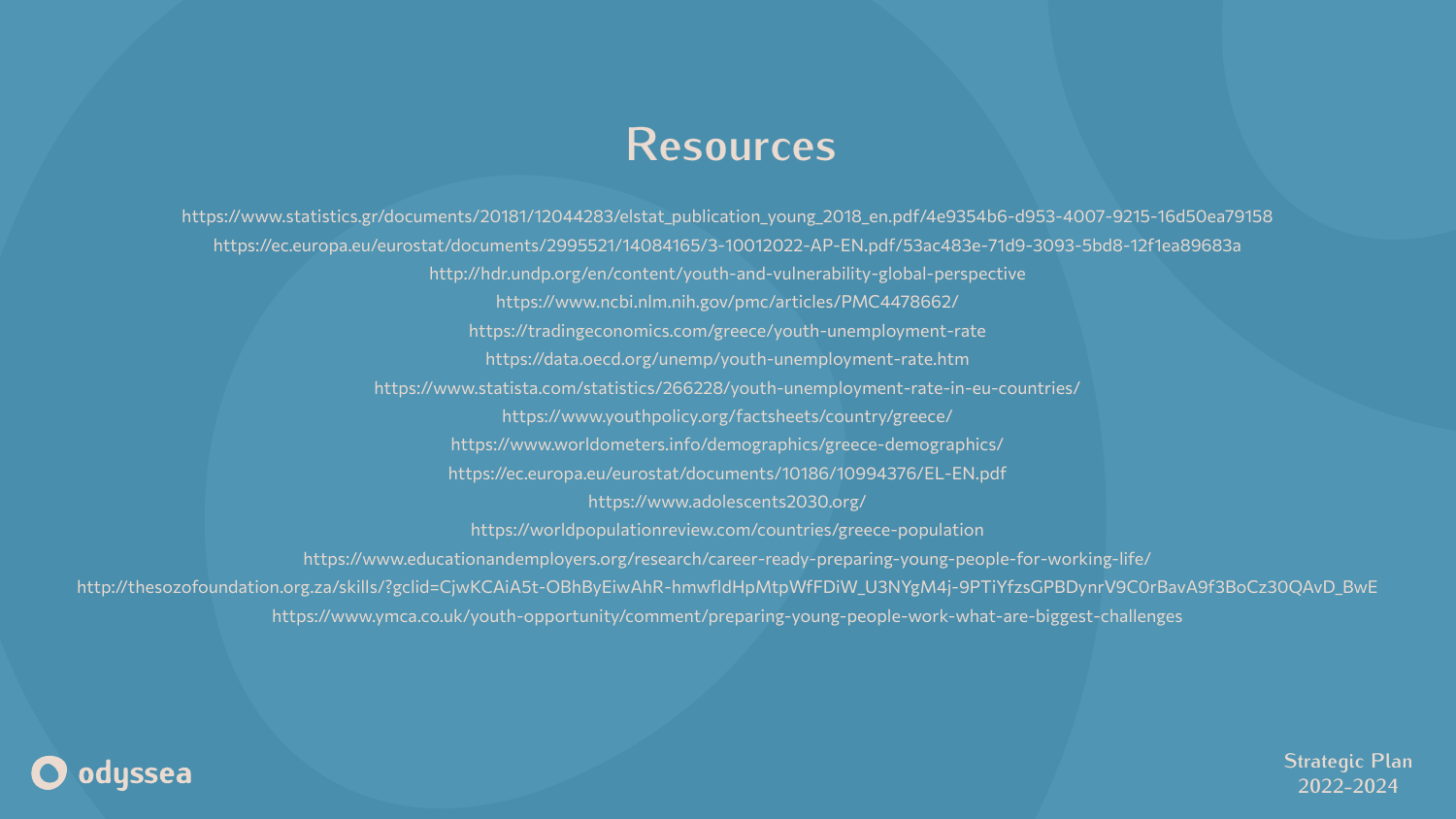# Resources

https://www.statistics.gr/documents/20181/12044283/elstat_publication_young_2018_en.pdf/4e9354b6-d953-4007-9215-16d50ea79158

https://ec.europa.eu/eurostat/documents/2995521/14084165/3-10012022-AP-EN.pdf/53ac483e-71d9-3093-5bd8-12f1ea89683a

http://hdr.undp.org/en/content/youth-and-vulnerability-global-perspective

https://www.ncbi.nlm.nih.gov/pmc/articles/PMC4478662/

https://tradingeconomics.com/greece/youth-unemployment-rate

https://data.oecd.org/unemp/youth-unemployment-rate.htm

https://www.statista.com/statistics/266228/youth-unemployment-rate-in-eu-countries/

https://www.youthpolicy.org/factsheets/country/greece/

https://www.worldometers.info/demographics/greece-demographics/

https://ec.europa.eu/eurostat/documents/10186/10994376/EL-EN.pdf

https://www.adolescents2030.org/

https://worldpopulationreview.com/countries/greece-population

https://www.educationandemployers.org/research/career-ready-preparing-young-people-for-working-life/

http://thesozofoundation.org.za/skills/?gclid=CjwKCAiA5t-OBhByEiwAhR-hmwfldHpMtpWfFDiW_U3NYgM4j-9PTiYfzsGPBDynrV9C0rBavA9f3BoCz30QAvD_BwE

https://www.ymca.co.uk/youth-opportunity/comment/preparing-young-people-work-what-are-biggest-challenges

odyssea

Strategic Plan 2022-2024